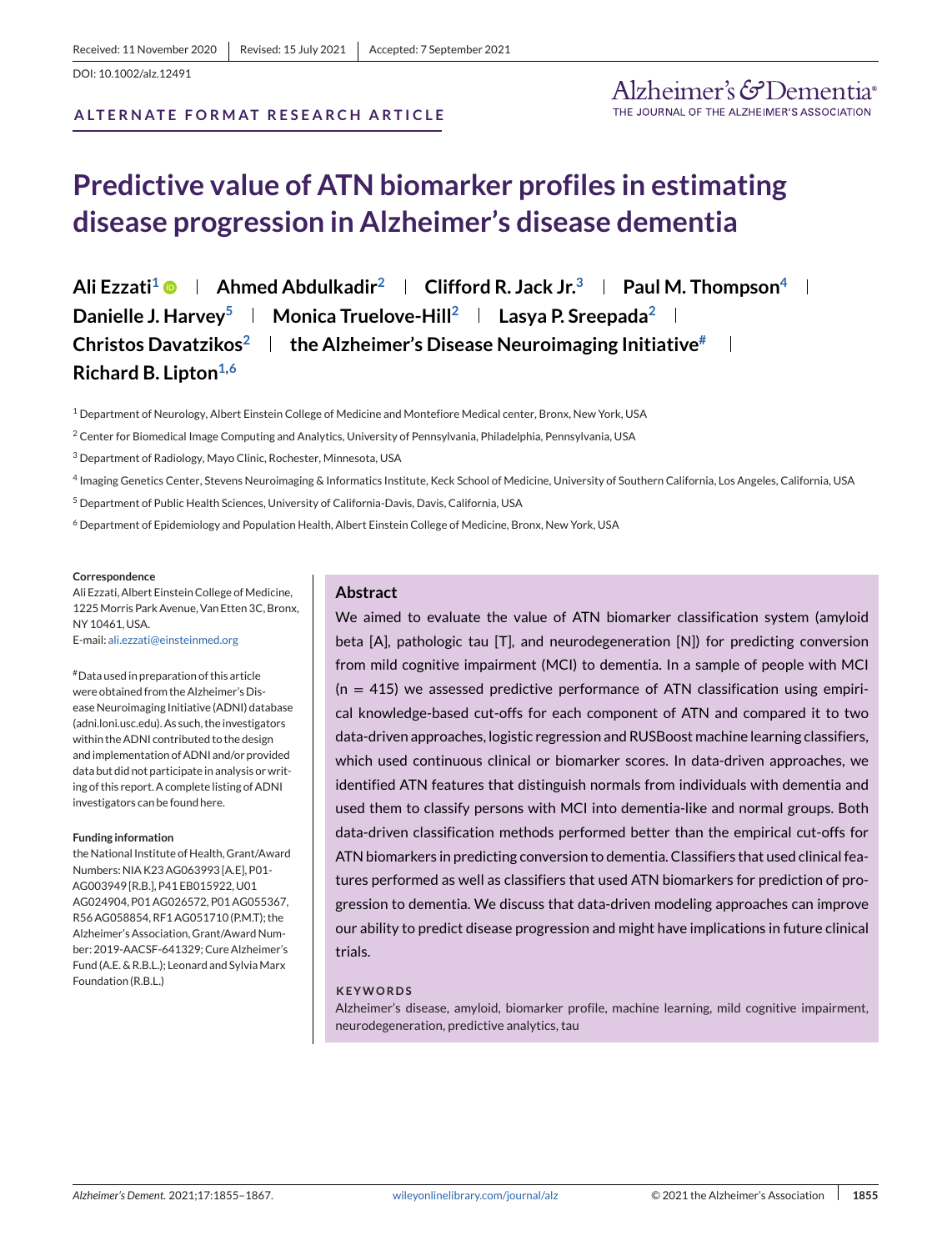Received: 11 November 2020 | Revised: 15 July 2021 | Accepted: 7 September 2021

DOI: 10.1002/alz.12491

ALTERNATE FORMAT RESEARCH ARTICLE

# Predictive value of ATN biomarker profiles in estimating disease progression in Alzheimer's disease dementia

**Ali Ezzati[1] | Ahmed Abdulkadir[2] | Clifford R. Jack Jr.[3] | Paul M. Thompson[4] | Danielle J. Harvey[5] | Monica Truelove-Hill[2] | Lasya P. Sreepada[2] | Christos Davatzikos[2] | the Alzheimer's Disease Neuroimaging Initiative[#] | Richard B. Lipton[1,6]**

[1] Department of Neurology, Albert Einstein College of Medicine and Montefiore Medical center, Bronx, New York, USA

[2] Center for Biomedical Image Computing and Analytics, University of Pennsylvania, Philadelphia, Pennsylvania, USA

[3] Department of Radiology, Mayo Clinic, Rochester, Minnesota, USA

[4] Imaging Genetics Center, Stevens Neuroimaging & Informatics Institute, Keck School of Medicine, University of Southern California, Los Angeles, California, USA

[5] Department of Public Health Sciences, University of California-Davis, Davis, California, USA

[6] Department of Epidemiology and Population Health, Albert Einstein College of Medicine, Bronx, New York, USA

**Correspondence**
Ali Ezzati, Albert Einstein College of Medicine, 1225 Morris Park Avenue, Van Etten 3C, Bronx, NY 10461, USA.
E-mail: ali.ezzati@einsteinmed.org

[#] Data used in preparation of this article were obtained from the Alzheimer's Disease Neuroimaging Initiative (ADNI) database (adni.loni.usc.edu). As such, the investigators within the ADNI contributed to the design and implementation of ADNI and/or provided data but did not participate in analysis or writing of this report. A complete listing of ADNI investigators can be found here.

**Funding information**
the National Institute of Health, Grant/Award Numbers: NIA K23 AG063993 [A.E], P01-AG003949 [R.B.], P41 EB015922, U01 AG024904, P01 AG026572, P01 AG055367, R56 AG058854, RF1 AG051710 (P.M.T); the Alzheimer's Association, Grant/Award Number: 2019-AACSF-641329; Cure Alzheimer's Fund (A.E. & R.B.L.); Leonard and Sylvia Marx Foundation (R.B.L.)

## Abstract

We aimed to evaluate the value of ATN biomarker classification system (amyloid beta [A], pathologic tau [T], and neurodegeneration [N]) for predicting conversion from mild cognitive impairment (MCI) to dementia. In a sample of people with MCI (n = 415) we assessed predictive performance of ATN classification using empirical knowledge-based cut-offs for each component of ATN and compared it to two data-driven approaches, logistic regression and RUSBoost machine learning classifiers, which used continuous clinical or biomarker scores. In data-driven approaches, we identified ATN features that distinguish normals from individuals with dementia and used them to classify persons with MCI into dementia-like and normal groups. Both data-driven classification methods performed better than the empirical cut-offs for ATN biomarkers in predicting conversion to dementia. Classifiers that used clinical features performed as well as classifiers that used ATN biomarkers for prediction of progression to dementia. We discuss that data-driven modeling approaches can improve our ability to predict disease progression and might have implications in future clinical trials.

**KEYWORDS**

Alzheimer's disease, amyloid, biomarker profile, machine learning, mild cognitive impairment, neurodegeneration, predictive analytics, tau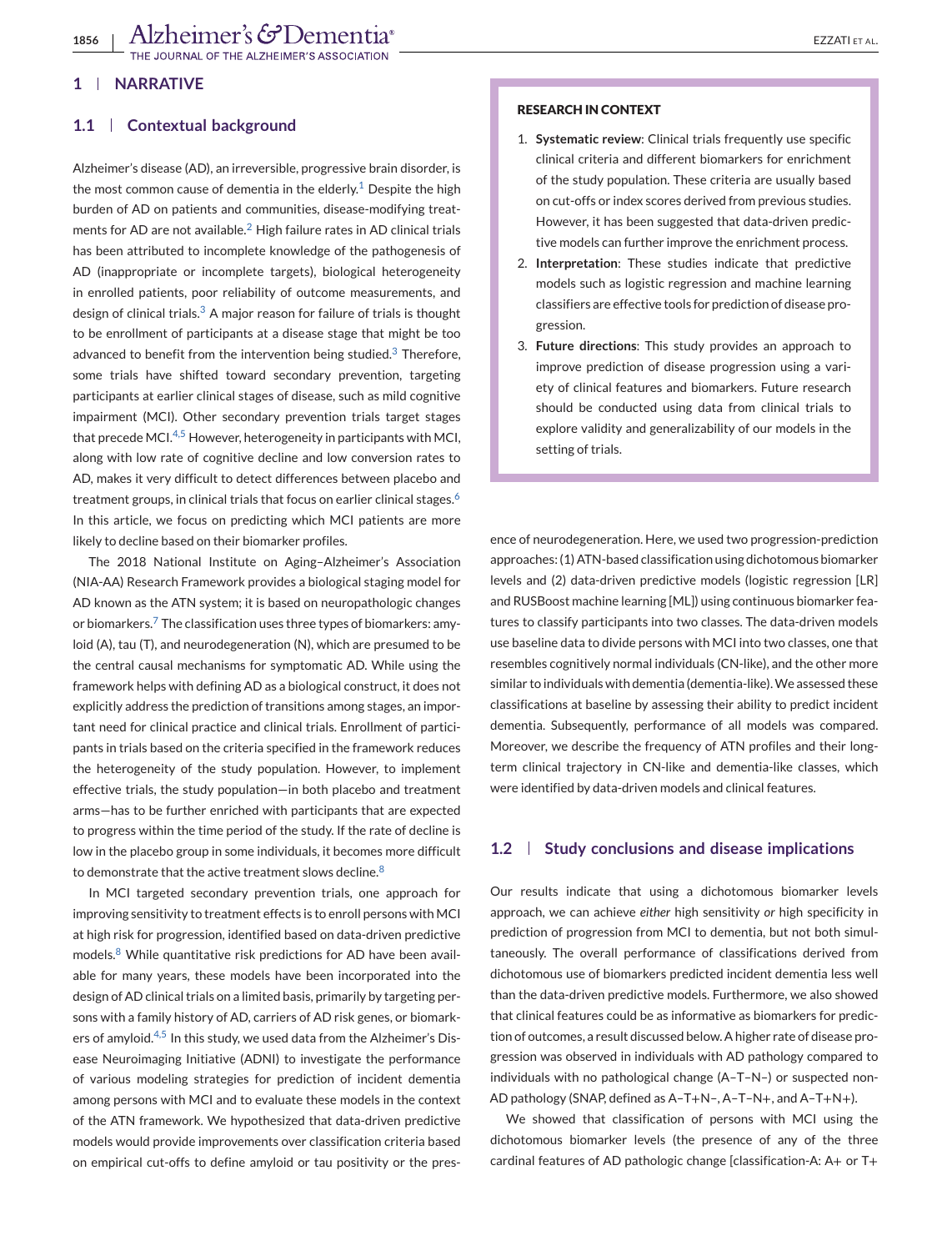## 1 | NARRATIVE

### 1.1 | Contextual background

Alzheimer's disease (AD), an irreversible, progressive brain disorder, is the most common cause of dementia in the elderly.[1] Despite the high burden of AD on patients and communities, disease-modifying treatments for AD are not available.[2] High failure rates in AD clinical trials has been attributed to incomplete knowledge of the pathogenesis of AD (inappropriate or incomplete targets), biological heterogeneity in enrolled patients, poor reliability of outcome measurements, and design of clinical trials.[3] A major reason for failure of trials is thought to be enrollment of participants at a disease stage that might be too advanced to benefit from the intervention being studied.[3] Therefore, some trials have shifted toward secondary prevention, targeting participants at earlier clinical stages of disease, such as mild cognitive impairment (MCI). Other secondary prevention trials target stages that precede MCI.[4,5] However, heterogeneity in participants with MCI, along with low rate of cognitive decline and low conversion rates to AD, makes it very difficult to detect differences between placebo and treatment groups, in clinical trials that focus on earlier clinical stages.[6] In this article, we focus on predicting which MCI patients are more likely to decline based on their biomarker profiles.

The 2018 National Institute on Aging–Alzheimer's Association (NIA-AA) Research Framework provides a biological staging model for AD known as the ATN system; it is based on neuropathologic changes or biomarkers.[7] The classification uses three types of biomarkers: amyloid (A), tau (T), and neurodegeneration (N), which are presumed to be the central causal mechanisms for symptomatic AD. While using the framework helps with defining AD as a biological construct, it does not explicitly address the prediction of transitions among stages, an important need for clinical practice and clinical trials. Enrollment of participants in trials based on the criteria specified in the framework reduces the heterogeneity of the study population. However, to implement effective trials, the study population—in both placebo and treatment arms—has to be further enriched with participants that are expected to progress within the time period of the study. If the rate of decline is low in the placebo group in some individuals, it becomes more difficult to demonstrate that the active treatment slows decline.[8]

In MCI targeted secondary prevention trials, one approach for improving sensitivity to treatment effects is to enroll persons with MCI at high risk for progression, identified based on data-driven predictive models.[8] While quantitative risk predictions for AD have been available for many years, these models have been incorporated into the design of AD clinical trials on a limited basis, primarily by targeting persons with a family history of AD, carriers of AD risk genes, or biomarkers of amyloid.[4,5] In this study, we used data from the Alzheimer's Disease Neuroimaging Initiative (ADNI) to investigate the performance of various modeling strategies for prediction of incident dementia among persons with MCI and to evaluate these models in the context of the ATN framework. We hypothesized that data-driven predictive models would provide improvements over classification criteria based on empirical cut-offs to define amyloid or tau positivity or the presence of neurodegeneration. Here, we used two progression-prediction approaches: (1) ATN-based classification using dichotomous biomarker levels and (2) data-driven predictive models (logistic regression [LR] and RUSBoost machine learning [ML]) using continuous biomarker features to classify participants into two classes. The data-driven models use baseline data to divide persons with MCI into two classes, one that resembles cognitively normal individuals (CN-like), and the other more similar to individuals with dementia (dementia-like). We assessed these classifications at baseline by assessing their ability to predict incident dementia. Subsequently, performance of all models was compared. Moreover, we describe the frequency of ATN profiles and their long-term clinical trajectory in CN-like and dementia-like classes, which were identified by data-driven models and clinical features.

> **RESEARCH IN CONTEXT**
>
> 1. **Systematic review**: Clinical trials frequently use specific clinical criteria and different biomarkers for enrichment of the study population. These criteria are usually based on cut-offs or index scores derived from previous studies. However, it has been suggested that data-driven predictive models can further improve the enrichment process.
> 2. **Interpretation**: These studies indicate that predictive models such as logistic regression and machine learning classifiers are effective tools for prediction of disease progression.
> 3. **Future directions**: This study provides an approach to improve prediction of disease progression using a variety of clinical features and biomarkers. Future research should be conducted using data from clinical trials to explore validity and generalizability of our models in the setting of trials.

### 1.2 | Study conclusions and disease implications

Our results indicate that using a dichotomous biomarker levels approach, we can achieve *either* high sensitivity *or* high specificity in prediction of progression from MCI to dementia, but not both simultaneously. The overall performance of classifications derived from dichotomous use of biomarkers predicted incident dementia less well than the data-driven predictive models. Furthermore, we also showed that clinical features could be as informative as biomarkers for prediction of outcomes, a result discussed below. A higher rate of disease progression was observed in individuals with AD pathology compared to individuals with no pathological change (A–T–N–) or suspected non-AD pathology (SNAP, defined as A–T+N–, A–T–N+, and A–T+N+).

We showed that classification of persons with MCI using the dichotomous biomarker levels (the presence of any of the three cardinal features of AD pathologic change [classification-A: A+ or T+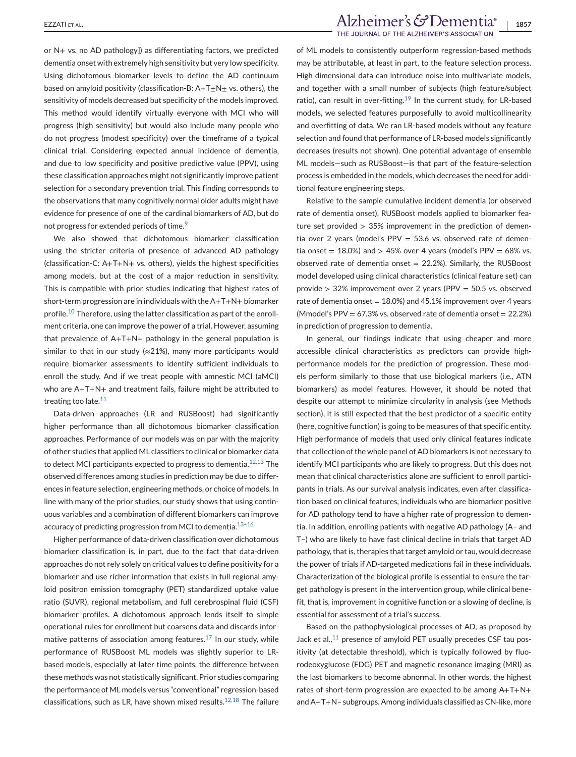or N+ vs. no AD pathology]) as differentiating factors, we predicted dementia onset with extremely high sensitivity but very low specificity. Using dichotomous biomarker levels to define the AD continuum based on amyloid positivity (classification-B: A+T±N± vs. others), the sensitivity of models decreased but specificity of the models improved. This method would identify virtually everyone with MCI who will progress (high sensitivity) but would also include many people who do not progress (modest specificity) over the timeframe of a typical clinical trial. Considering expected annual incidence of dementia, and due to low specificity and positive predictive value (PPV), using these classification approaches might not significantly improve patient selection for a secondary prevention trial. This finding corresponds to the observations that many cognitively normal older adults might have evidence for presence of one of the cardinal biomarkers of AD, but do not progress for extended periods of time.[9]

We also showed that dichotomous biomarker classification using the stricter criteria of presence of advanced AD pathology (classification-C: A+T+N+ vs. others), yields the highest specificities among models, but at the cost of a major reduction in sensitivity. This is compatible with prior studies indicating that highest rates of short-term progression are in individuals with the A+T+N+ biomarker profile.[10] Therefore, using the latter classification as part of the enrollment criteria, one can improve the power of a trial. However, assuming that prevalence of A+T+N+ pathology in the general population is similar to that in our study (≈21%), many more participants would require biomarker assessments to identify sufficient individuals to enroll the study. And if we treat people with amnestic MCI (aMCI) who are A+T+N+ and treatment fails, failure might be attributed to treating too late.[11]

Data-driven approaches (LR and RUSBoost) had significantly higher performance than all dichotomous biomarker classification approaches. Performance of our models was on par with the majority of other studies that applied ML classifiers to clinical or biomarker data to detect MCI participants expected to progress to dementia.[12,13] The observed differences among studies in prediction may be due to differences in feature selection, engineering methods, or choice of models. In line with many of the prior studies, our study shows that using continuous variables and a combination of different biomarkers can improve accuracy of predicting progression from MCI to dementia.[13–16]

Higher performance of data-driven classification over dichotomous biomarker classification is, in part, due to the fact that data-driven approaches do not rely solely on critical values to define positivity for a biomarker and use richer information that exists in full regional amyloid positron emission tomography (PET) standardized uptake value ratio (SUVR), regional metabolism, and full cerebrospinal fluid (CSF) biomarker profiles. A dichotomous approach lends itself to simple operational rules for enrollment but coarsens data and discards informative patterns of association among features.[17] In our study, while performance of RUSBoost ML models was slightly superior to LR-based models, especially at later time points, the difference between these methods was not statistically significant. Prior studies comparing the performance of ML models versus "conventional" regression-based classifications, such as LR, have shown mixed results.[12,18] The failure of ML models to consistently outperform regression-based methods may be attributable, at least in part, to the feature selection process. High dimensional data can introduce noise into multivariate models, and together with a small number of subjects (high feature/subject ratio), can result in over-fitting.[19] In the current study, for LR-based models, we selected features purposefully to avoid multicollinearity and overfitting of data. We ran LR-based models without any feature selection and found that performance of LR-based models significantly decreases (results not shown). One potential advantage of ensemble ML models—such as RUSBoost—is that part of the feature-selection process is embedded in the models, which decreases the need for additional feature engineering steps.

Relative to the sample cumulative incident dementia (or observed rate of dementia onset), RUSBoost models applied to biomarker feature set provided > 35% improvement in the prediction of dementia over 2 years (model's PPV = 53.6 vs. observed rate of dementia onset = 18.0%) and > 45% over 4 years (model's PPV = 68% vs. observed rate of dementia onset = 22.2%). Similarly, the RUSBoost model developed using clinical characteristics (clinical feature set) can provide > 32% improvement over 2 years (PPV = 50.5 vs. observed rate of dementia onset = 18.0%) and 45.1% improvement over 4 years (Mmodel's PPV = 67.3% vs. observed rate of dementia onset = 22.2%) in prediction of progression to dementia.

In general, our findings indicate that using cheaper and more accessible clinical characteristics as predictors can provide high-performance models for the prediction of progression. These models perform similarly to those that use biological markers (i.e., ATN biomarkers) as model features. However, it should be noted that despite our attempt to minimize circularity in analysis (see Methods section), it is still expected that the best predictor of a specific entity (here, cognitive function) is going to be measures of that specific entity. High performance of models that used only clinical features indicate that collection of the whole panel of AD biomarkers is not necessary to identify MCI participants who are likely to progress. But this does not mean that clinical characteristics alone are sufficient to enroll participants in trials. As our survival analysis indicates, even after classification based on clinical features, individuals who are biomarker positive for AD pathology tend to have a higher rate of progression to dementia. In addition, enrolling patients with negative AD pathology (A– and T–) who are likely to have fast clinical decline in trials that target AD pathology, that is, therapies that target amyloid or tau, would decrease the power of trials if AD-targeted medications fail in these individuals. Characterization of the biological profile is essential to ensure the target pathology is present in the intervention group, while clinical benefit, that is, improvement in cognitive function or a slowing of decline, is essential for assessment of a trial's success.

Based on the pathophysiological processes of AD, as proposed by Jack et al.,[11] presence of amyloid PET usually precedes CSF tau positivity (at detectable threshold), which is typically followed by fluorodeoxyglucose (FDG) PET and magnetic resonance imaging (MRI) as the last biomarkers to become abnormal. In other words, the highest rates of short-term progression are expected to be among A+T+N+ and A+T+N– subgroups. Among individuals classified as CN-like, more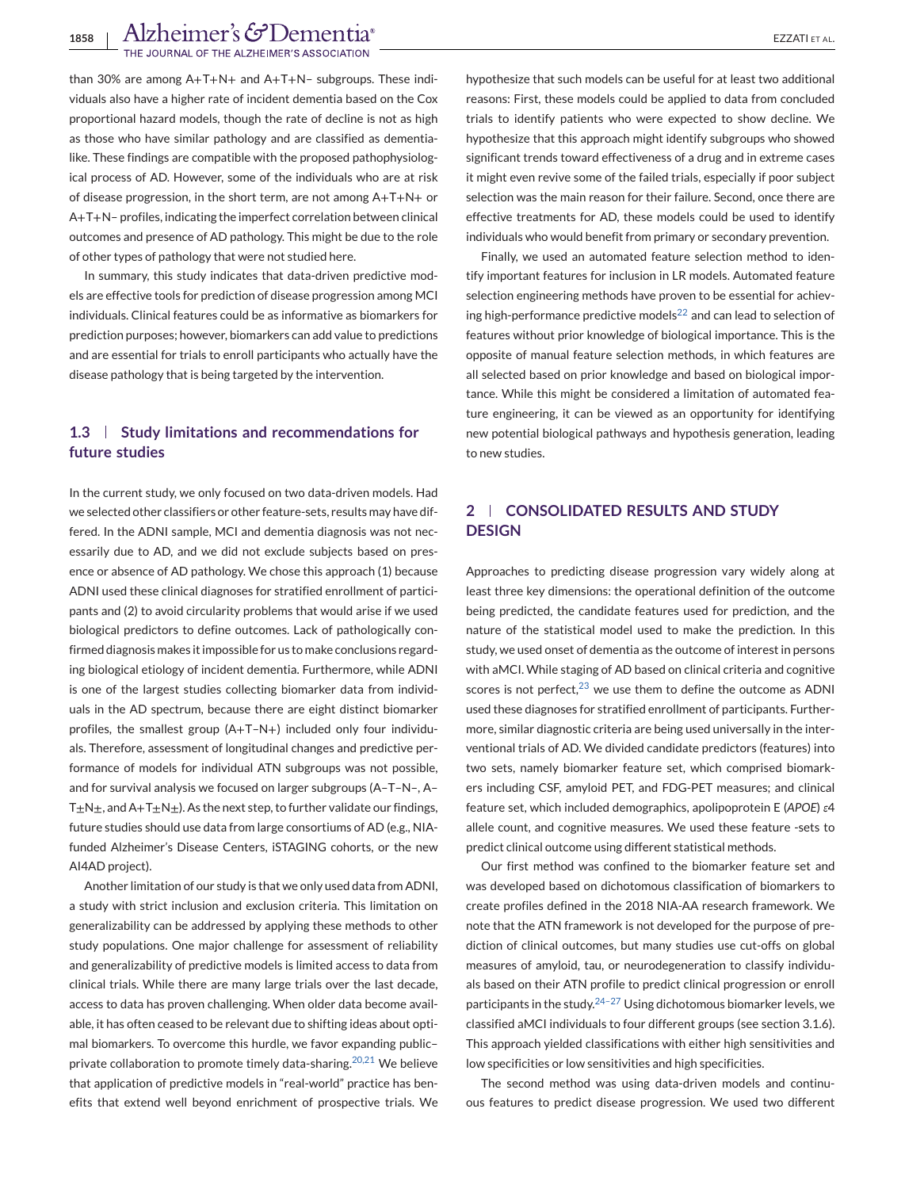than 30% are among A+T+N+ and A+T+N– subgroups. These individuals also have a higher rate of incident dementia based on the Cox proportional hazard models, though the rate of decline is not as high as those who have similar pathology and are classified as dementia-like. These findings are compatible with the proposed pathophysiological process of AD. However, some of the individuals who are at risk of disease progression, in the short term, are not among A+T+N+ or A+T+N– profiles, indicating the imperfect correlation between clinical outcomes and presence of AD pathology. This might be due to the role of other types of pathology that were not studied here.

In summary, this study indicates that data-driven predictive models are effective tools for prediction of disease progression among MCI individuals. Clinical features could be as informative as biomarkers for prediction purposes; however, biomarkers can add value to predictions and are essential for trials to enroll participants who actually have the disease pathology that is being targeted by the intervention.

### 1.3 | Study limitations and recommendations for future studies

In the current study, we only focused on two data-driven models. Had we selected other classifiers or other feature-sets, results may have differed. In the ADNI sample, MCI and dementia diagnosis was not necessarily due to AD, and we did not exclude subjects based on presence or absence of AD pathology. We chose this approach (1) because ADNI used these clinical diagnoses for stratified enrollment of participants and (2) to avoid circularity problems that would arise if we used biological predictors to define outcomes. Lack of pathologically confirmed diagnosis makes it impossible for us to make conclusions regarding biological etiology of incident dementia. Furthermore, while ADNI is one of the largest studies collecting biomarker data from individuals in the AD spectrum, because there are eight distinct biomarker profiles, the smallest group (A+T–N+) included only four individuals. Therefore, assessment of longitudinal changes and predictive performance of models for individual ATN subgroups was not possible, and for survival analysis we focused on larger subgroups (A–T–N–, A–T±N±, and A+T±N±). As the next step, to further validate our findings, future studies should use data from large consortiums of AD (e.g., NIA-funded Alzheimer's Disease Centers, iSTAGING cohorts, or the new AI4AD project).

Another limitation of our study is that we only used data from ADNI, a study with strict inclusion and exclusion criteria. This limitation on generalizability can be addressed by applying these methods to other study populations. One major challenge for assessment of reliability and generalizability of predictive models is limited access to data from clinical trials. While there are many large trials over the last decade, access to data has proven challenging. When older data become available, it has often ceased to be relevant due to shifting ideas about optimal biomarkers. To overcome this hurdle, we favor expanding public–private collaboration to promote timely data-sharing.[20,21] We believe that application of predictive models in "real-world" practice has benefits that extend well beyond enrichment of prospective trials. We hypothesize that such models can be useful for at least two additional reasons: First, these models could be applied to data from concluded trials to identify patients who were expected to show decline. We hypothesize that this approach might identify subgroups who showed significant trends toward effectiveness of a drug and in extreme cases it might even revive some of the failed trials, especially if poor subject selection was the main reason for their failure. Second, once there are effective treatments for AD, these models could be used to identify individuals who would benefit from primary or secondary prevention.

Finally, we used an automated feature selection method to identify important features for inclusion in LR models. Automated feature selection engineering methods have proven to be essential for achieving high-performance predictive models[22] and can lead to selection of features without prior knowledge of biological importance. This is the opposite of manual feature selection methods, in which features are all selected based on prior knowledge and based on biological importance. While this might be considered a limitation of automated feature engineering, it can be viewed as an opportunity for identifying new potential biological pathways and hypothesis generation, leading to new studies.

## 2 | CONSOLIDATED RESULTS AND STUDY DESIGN

Approaches to predicting disease progression vary widely along at least three key dimensions: the operational definition of the outcome being predicted, the candidate features used for prediction, and the nature of the statistical model used to make the prediction. In this study, we used onset of dementia as the outcome of interest in persons with aMCI. While staging of AD based on clinical criteria and cognitive scores is not perfect,[23] we use them to define the outcome as ADNI used these diagnoses for stratified enrollment of participants. Furthermore, similar diagnostic criteria are being used universally in the interventional trials of AD. We divided candidate predictors (features) into two sets, namely biomarker feature set, which comprised biomarkers including CSF, amyloid PET, and FDG-PET measures; and clinical feature set, which included demographics, apolipoprotein E (*APOE*) $\varepsilon 4$ allele count, and cognitive measures. We used these feature -sets to predict clinical outcome using different statistical methods.

Our first method was confined to the biomarker feature set and was developed based on dichotomous classification of biomarkers to create profiles defined in the 2018 NIA-AA research framework. We note that the ATN framework is not developed for the purpose of prediction of clinical outcomes, but many studies use cut-offs on global measures of amyloid, tau, or neurodegeneration to classify individuals based on their ATN profile to predict clinical progression or enroll participants in the study.[24–27] Using dichotomous biomarker levels, we classified aMCI individuals to four different groups (see section 3.1.6). This approach yielded classifications with either high sensitivities and low specificities or low sensitivities and high specificities.

The second method was using data-driven models and continuous features to predict disease progression. We used two different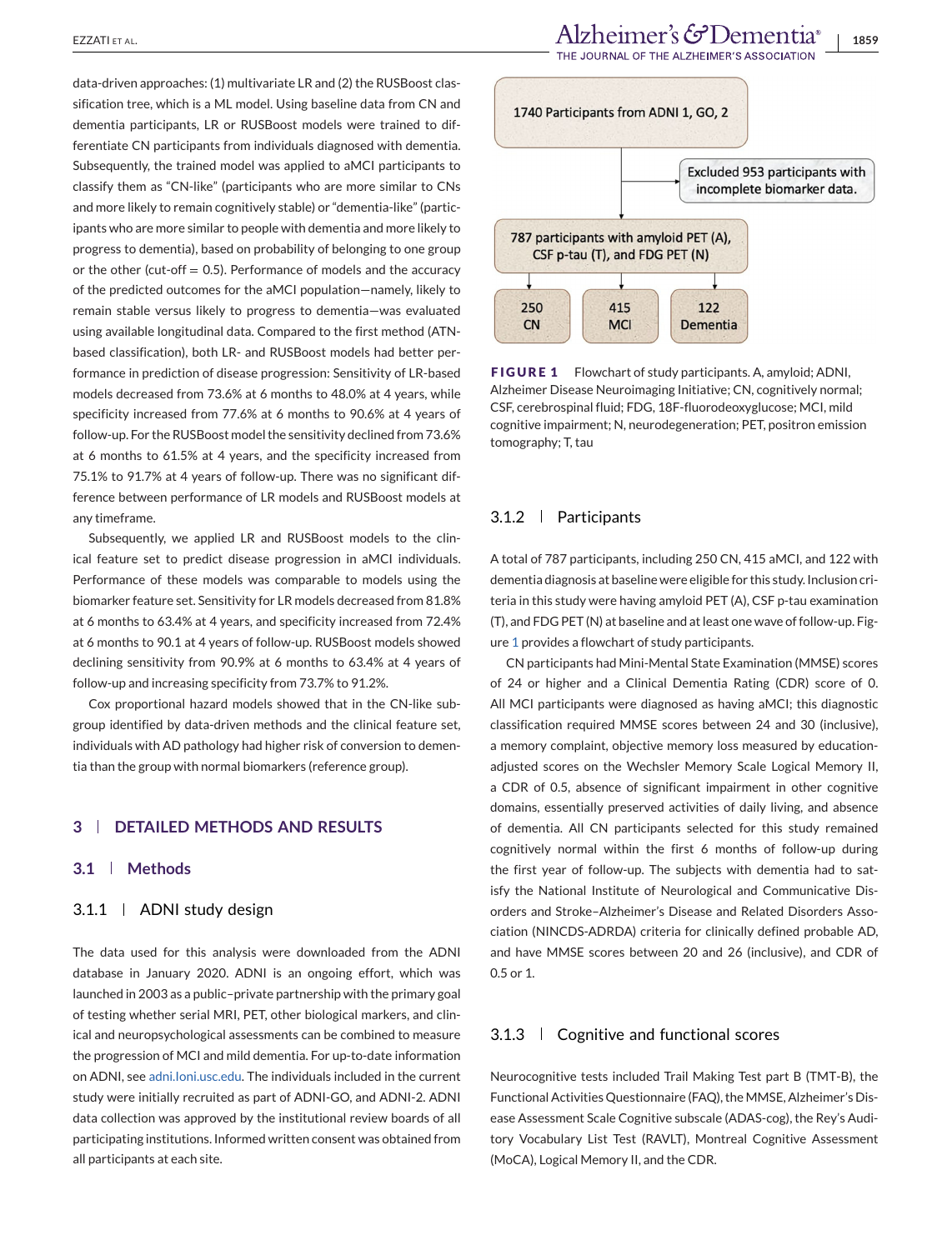data-driven approaches: (1) multivariate LR and (2) the RUSBoost classification tree, which is a ML model. Using baseline data from CN and dementia participants, LR or RUSBoost models were trained to differentiate CN participants from individuals diagnosed with dementia. Subsequently, the trained model was applied to aMCI participants to classify them as "CN-like" (participants who are more similar to CNs and more likely to remain cognitively stable) or "dementia-like" (participants who are more similar to people with dementia and more likely to progress to dementia), based on probability of belonging to one group or the other (cut-off = 0.5). Performance of models and the accuracy of the predicted outcomes for the aMCI population—namely, likely to remain stable versus likely to progress to dementia—was evaluated using available longitudinal data. Compared to the first method (ATN-based classification), both LR- and RUSBoost models had better performance in prediction of disease progression: Sensitivity of LR-based models decreased from 73.6% at 6 months to 48.0% at 4 years, while specificity increased from 77.6% at 6 months to 90.6% at 4 years of follow-up. For the RUSBoost model the sensitivity declined from 73.6% at 6 months to 61.5% at 4 years, and the specificity increased from 75.1% to 91.7% at 4 years of follow-up. There was no significant difference between performance of LR models and RUSBoost models at any timeframe.

Subsequently, we applied LR and RUSBoost models to the clinical feature set to predict disease progression in aMCI individuals. Performance of these models was comparable to models using the biomarker feature set. Sensitivity for LR models decreased from 81.8% at 6 months to 63.4% at 4 years, and specificity increased from 72.4% at 6 months to 90.1 at 4 years of follow-up. RUSBoost models showed declining sensitivity from 90.9% at 6 months to 63.4% at 4 years of follow-up and increasing specificity from 73.7% to 91.2%.

Cox proportional hazard models showed that in the CN-like subgroup identified by data-driven methods and the clinical feature set, individuals with AD pathology had higher risk of conversion to dementia than the group with normal biomarkers (reference group).

## 3 | DETAILED METHODS AND RESULTS

### 3.1 | Methods

#### 3.1.1 | ADNI study design

The data used for this analysis were downloaded from the ADNI database in January 2020. ADNI is an ongoing effort, which was launched in 2003 as a public–private partnership with the primary goal of testing whether serial MRI, PET, other biological markers, and clinical and neuropsychological assessments can be combined to measure the progression of MCI and mild dementia. For up-to-date information on ADNI, see adni.loni.usc.edu. The individuals included in the current study were initially recruited as part of ADNI-GO, and ADNI-2. ADNI data collection was approved by the institutional review boards of all participating institutions. Informed written consent was obtained from all participants at each site.

1740 Participants from ADNI 1, GO, 2 → Excluded 953 participants with incomplete biomarker data. → 787 participants with amyloid PET (A), CSF p-tau (T), and FDG PET (N) → 250 CN | 415 MCI | 122 Dementia

**FIGURE 1** Flowchart of study participants. A, amyloid; ADNI, Alzheimer Disease Neuroimaging Initiative; CN, cognitively normal; CSF, cerebrospinal fluid; FDG, 18F-fluorodeoxyglucose; MCI, mild cognitive impairment; N, neurodegeneration; PET, positron emission tomography; T, tau

#### 3.1.2 | Participants

A total of 787 participants, including 250 CN, 415 aMCI, and 122 with dementia diagnosis at baseline were eligible for this study. Inclusion criteria in this study were having amyloid PET (A), CSF p-tau examination (T), and FDG PET (N) at baseline and at least one wave of follow-up. Figure 1 provides a flowchart of study participants.

CN participants had Mini-Mental State Examination (MMSE) scores of 24 or higher and a Clinical Dementia Rating (CDR) score of 0. All MCI participants were diagnosed as having aMCI; this diagnostic classification required MMSE scores between 24 and 30 (inclusive), a memory complaint, objective memory loss measured by education-adjusted scores on the Wechsler Memory Scale Logical Memory II, a CDR of 0.5, absence of significant impairment in other cognitive domains, essentially preserved activities of daily living, and absence of dementia. All CN participants selected for this study remained cognitively normal within the first 6 months of follow-up during the first year of follow-up. The subjects with dementia had to satisfy the National Institute of Neurological and Communicative Disorders and Stroke–Alzheimer's Disease and Related Disorders Association (NINCDS-ADRDA) criteria for clinically defined probable AD, and have MMSE scores between 20 and 26 (inclusive), and CDR of 0.5 or 1.

#### 3.1.3 | Cognitive and functional scores

Neurocognitive tests included Trail Making Test part B (TMT-B), the Functional Activities Questionnaire (FAQ), the MMSE, Alzheimer's Disease Assessment Scale Cognitive subscale (ADAS-cog), the Rey's Auditory Vocabulary List Test (RAVLT), Montreal Cognitive Assessment (MoCA), Logical Memory II, and the CDR.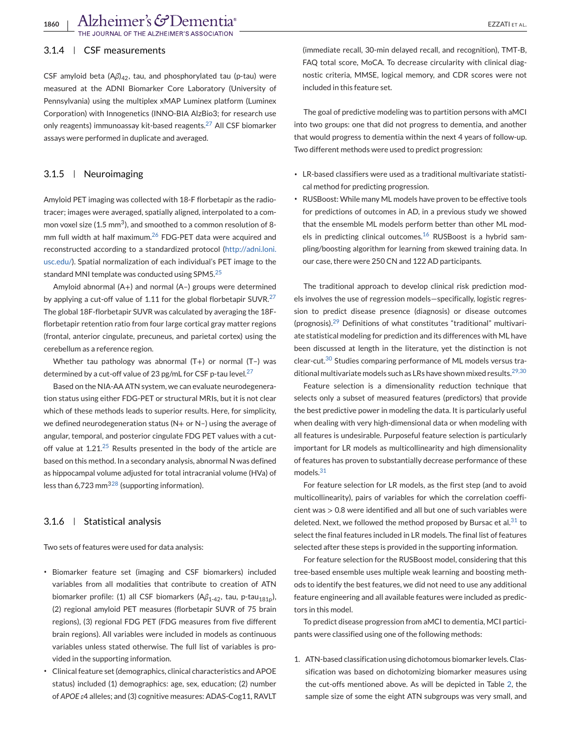### 3.1.4 | CSF measurements

CSF amyloid beta ($A\beta$)$_{42}$, tau, and phosphorylated tau (p-tau) were measured at the ADNI Biomarker Core Laboratory (University of Pennsylvania) using the multiplex xMAP Luminex platform (Luminex Corporation) with Innogenetics (INNO-BIA AlzBio3; for research use only reagents) immunoassay kit-based reagents.[27] All CSF biomarker assays were performed in duplicate and averaged.

### 3.1.5 | Neuroimaging

Amyloid PET imaging was collected with 18-F florbetapir as the radiotracer; images were averaged, spatially aligned, interpolated to a common voxel size (1.5 mm$^3$), and smoothed to a common resolution of 8-mm full width at half maximum.[26] FDG-PET data were acquired and reconstructed according to a standardized protocol (http://adni.loni.usc.edu/). Spatial normalization of each individual's PET image to the standard MNI template was conducted using SPM5.[25]

Amyloid abnormal (A+) and normal (A–) groups were determined by applying a cut-off value of 1.11 for the global florbetapir SUVR.[27] The global 18F-florbetapir SUVR was calculated by averaging the 18F-florbetapir retention ratio from four large cortical gray matter regions (frontal, anterior cingulate, precuneus, and parietal cortex) using the cerebellum as a reference region.

Whether tau pathology was abnormal (T+) or normal (T–) was determined by a cut-off value of 23 pg/mL for CSF p-tau level.[27]

Based on the NIA-AA ATN system, we can evaluate neurodegeneration status using either FDG-PET or structural MRIs, but it is not clear which of these methods leads to superior results. Here, for simplicity, we defined neurodegeneration status (N+ or N–) using the average of angular, temporal, and posterior cingulate FDG PET values with a cut-off value at 1.21.[25] Results presented in the body of the article are based on this method. In a secondary analysis, abnormal N was defined as hippocampal volume adjusted for total intracranial volume (HVa) of less than 6,723 mm$^3$[28] (supporting information).

### 3.1.6 | Statistical analysis

Two sets of features were used for data analysis:

- Biomarker feature set (imaging and CSF biomarkers) included variables from all modalities that contribute to creation of ATN biomarker profile: (1) all CSF biomarkers ($A\beta_{1\text{-}42}$, tau, p-tau$_{181p}$), (2) regional amyloid PET measures (florbetapir SUVR of 75 brain regions), (3) regional FDG PET (FDG measures from five different brain regions). All variables were included in models as continuous variables unless stated otherwise. The full list of variables is provided in the supporting information.
- Clinical feature set (demographics, clinical characteristics and APOE status) included (1) demographics: age, sex, education; (2) number of *APOE* $\varepsilon$4 alleles; and (3) cognitive measures: ADAS-Cog11, RAVLT (immediate recall, 30-min delayed recall, and recognition), TMT-B, FAQ total score, MoCA. To decrease circularity with clinical diagnostic criteria, MMSE, logical memory, and CDR scores were not included in this feature set.

The goal of predictive modeling was to partition persons with aMCI into two groups: one that did not progress to dementia, and another that would progress to dementia within the next 4 years of follow-up. Two different methods were used to predict progression:

- LR-based classifiers were used as a traditional multivariate statistical method for predicting progression.
- RUSBoost: While many ML models have proven to be effective tools for predictions of outcomes in AD, in a previous study we showed that the ensemble ML models perform better than other ML models in predicting clinical outcomes.[16] RUSBoost is a hybrid sampling/boosting algorithm for learning from skewed training data. In our case, there were 250 CN and 122 AD participants.

The traditional approach to develop clinical risk prediction models involves the use of regression models—specifically, logistic regression to predict disease presence (diagnosis) or disease outcomes (prognosis).[29] Definitions of what constitutes "traditional" multivariate statistical modeling for prediction and its differences with ML have been discussed at length in the literature, yet the distinction is not clear-cut.[30] Studies comparing performance of ML models versus traditional multivariate models such as LRs have shown mixed results.[29,30]

Feature selection is a dimensionality reduction technique that selects only a subset of measured features (predictors) that provide the best predictive power in modeling the data. It is particularly useful when dealing with very high-dimensional data or when modeling with all features is undesirable. Purposeful feature selection is particularly important for LR models as multicollinearity and high dimensionality of features has proven to substantially decrease performance of these models.[31]

For feature selection for LR models, as the first step (and to avoid multicollinearity), pairs of variables for which the correlation coefficient was > 0.8 were identified and all but one of such variables were deleted. Next, we followed the method proposed by Bursac et al.[31] to select the final features included in LR models. The final list of features selected after these steps is provided in the supporting information.

For feature selection for the RUSBoost model, considering that this tree-based ensemble uses multiple weak learning and boosting methods to identify the best features, we did not need to use any additional feature engineering and all available features were included as predictors in this model.

To predict disease progression from aMCI to dementia, MCI participants were classified using one of the following methods:

1. ATN-based classification using dichotomous biomarker levels. Classification was based on dichotomizing biomarker measures using the cut-offs mentioned above. As will be depicted in Table 2, the sample size of some the eight ATN subgroups was very small, and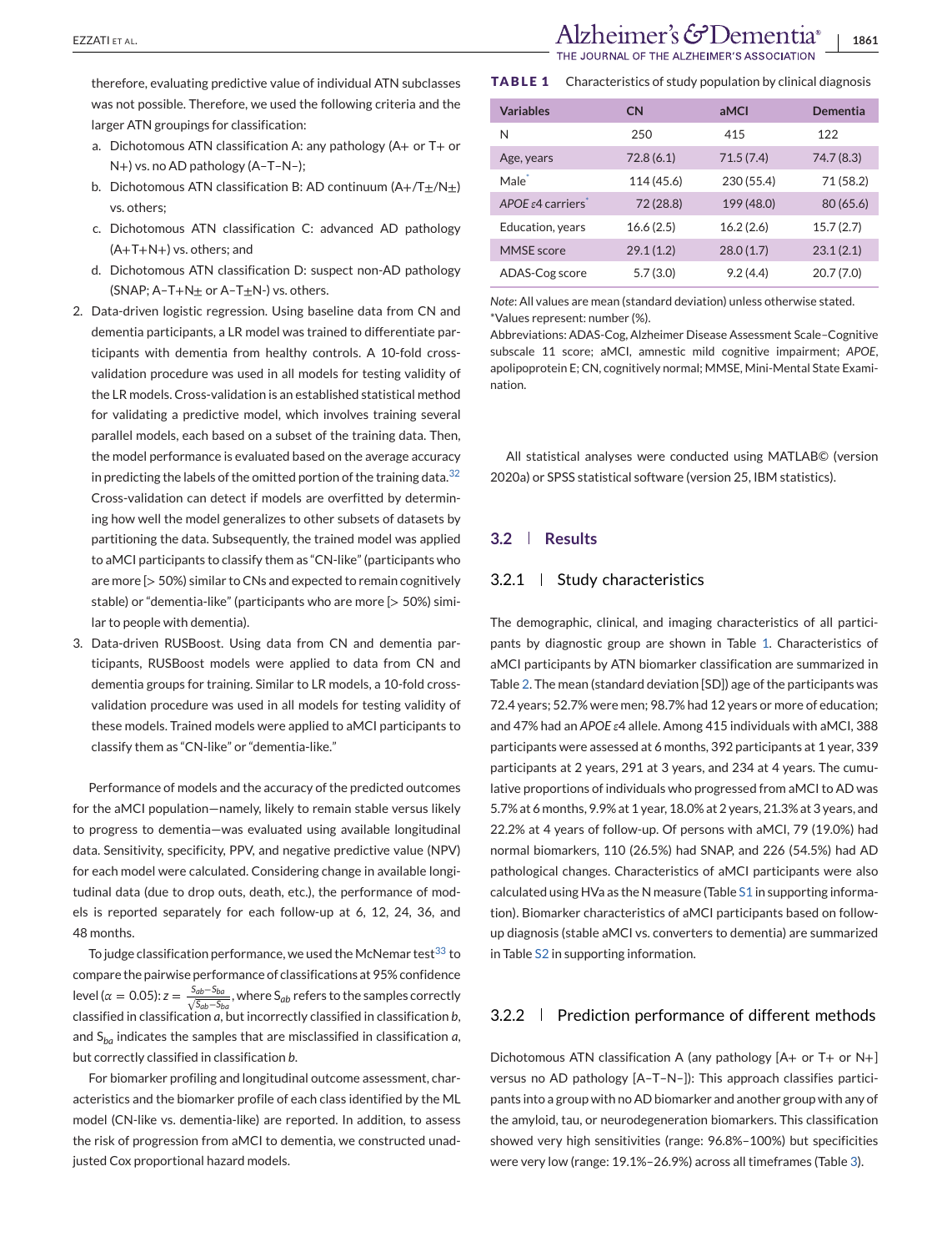therefore, evaluating predictive value of individual ATN subclasses was not possible. Therefore, we used the following criteria and the larger ATN groupings for classification:

a. Dichotomous ATN classification A: any pathology (A+ or T+ or N+) vs. no AD pathology (A–T–N–);
b. Dichotomous ATN classification B: AD continuum (A+/T±/N±) vs. others;
c. Dichotomous ATN classification C: advanced AD pathology (A+T+N+) vs. others; and
d. Dichotomous ATN classification D: suspect non-AD pathology (SNAP; A–T+N± or A–T±N-) vs. others.

2. Data-driven logistic regression. Using baseline data from CN and dementia participants, a LR model was trained to differentiate participants with dementia from healthy controls. A 10-fold cross-validation procedure was used in all models for testing validity of the LR models. Cross-validation is an established statistical method for validating a predictive model, which involves training several parallel models, each based on a subset of the training data. Then, the model performance is evaluated based on the average accuracy in predicting the labels of the omitted portion of the training data.[32] Cross-validation can detect if models are overfitted by determining how well the model generalizes to other subsets of datasets by partitioning the data. Subsequently, the trained model was applied to aMCI participants to classify them as "CN-like" (participants who are more [> 50%) similar to CNs and expected to remain cognitively stable) or "dementia-like" (participants who are more [> 50%) similar to people with dementia).
3. Data-driven RUSBoost. Using data from CN and dementia participants, RUSBoost models were applied to data from CN and dementia groups for training. Similar to LR models, a 10-fold cross-validation procedure was used in all models for testing validity of these models. Trained models were applied to aMCI participants to classify them as "CN-like" or "dementia-like."

Performance of models and the accuracy of the predicted outcomes for the aMCI population—namely, likely to remain stable versus likely to progress to dementia—was evaluated using available longitudinal data. Sensitivity, specificity, PPV, and negative predictive value (NPV) for each model were calculated. Considering change in available longitudinal data (due to drop outs, death, etc.), the performance of models is reported separately for each follow-up at 6, 12, 24, 36, and 48 months.

To judge classification performance, we used the McNemar test[33] to compare the pairwise performance of classifications at 95% confidence level ($\alpha = 0.05$): $z = \frac{S_{ab} - S_{ba}}{\sqrt{S_{ab} - S_{ba}}}$, where $S_{ab}$ refers to the samples correctly classified in classification *a*, but incorrectly classified in classification *b*, and $S_{ba}$ indicates the samples that are misclassified in classification *a*, but correctly classified in classification *b*.

For biomarker profiling and longitudinal outcome assessment, characteristics and the biomarker profile of each class identified by the ML model (CN-like vs. dementia-like) are reported. In addition, to assess the risk of progression from aMCI to dementia, we constructed unadjusted Cox proportional hazard models.

**TABLE 1** Characteristics of study population by clinical diagnosis

| Variables | CN | aMCI | Dementia |
|---|---|---|---|
| N | 250 | 415 | 122 |
| Age, years | 72.8 (6.1) | 71.5 (7.4) | 74.7 (8.3) |
| Male* | 114 (45.6) | 230 (55.4) | 71 (58.2) |
| *APOE* ε4 carriers* | 72 (28.8) | 199 (48.0) | 80 (65.6) |
| Education, years | 16.6 (2.5) | 16.2 (2.6) | 15.7 (2.7) |
| MMSE score | 29.1 (1.2) | 28.0 (1.7) | 23.1 (2.1) |
| ADAS-Cog score | 5.7 (3.0) | 9.2 (4.4) | 20.7 (7.0) |

*Note*: All values are mean (standard deviation) unless otherwise stated.
*Values represent: number (%).
Abbreviations: ADAS-Cog, Alzheimer Disease Assessment Scale–Cognitive subscale 11 score; aMCI, amnestic mild cognitive impairment; *APOE*, apolipoprotein E; CN, cognitively normal; MMSE, Mini-Mental State Examination.

All statistical analyses were conducted using MATLAB© (version 2020a) or SPSS statistical software (version 25, IBM statistics).

## 3.2 | Results

### 3.2.1 | Study characteristics

The demographic, clinical, and imaging characteristics of all participants by diagnostic group are shown in Table 1. Characteristics of aMCI participants by ATN biomarker classification are summarized in Table 2. The mean (standard deviation [SD]) age of the participants was 72.4 years; 52.7% were men; 98.7% had 12 years or more of education; and 47% had an *APOE* ε4 allele. Among 415 individuals with aMCI, 388 participants were assessed at 6 months, 392 participants at 1 year, 339 participants at 2 years, 291 at 3 years, and 234 at 4 years. The cumulative proportions of individuals who progressed from aMCI to AD was 5.7% at 6 months, 9.9% at 1 year, 18.0% at 2 years, 21.3% at 3 years, and 22.2% at 4 years of follow-up. Of persons with aMCI, 79 (19.0%) had normal biomarkers, 110 (26.5%) had SNAP, and 226 (54.5%) had AD pathological changes. Characteristics of aMCI participants were also calculated using HVa as the N measure (Table S1 in supporting information). Biomarker characteristics of aMCI participants based on follow-up diagnosis (stable aMCI vs. converters to dementia) are summarized in Table S2 in supporting information.

### 3.2.2 | Prediction performance of different methods

Dichotomous ATN classification A (any pathology [A+ or T+ or N+] versus no AD pathology [A–T–N–]): This approach classifies participants into a group with no AD biomarker and another group with any of the amyloid, tau, or neurodegeneration biomarkers. This classification showed very high sensitivities (range: 96.8%–100%) but specificities were very low (range: 19.1%–26.9%) across all timeframes (Table 3).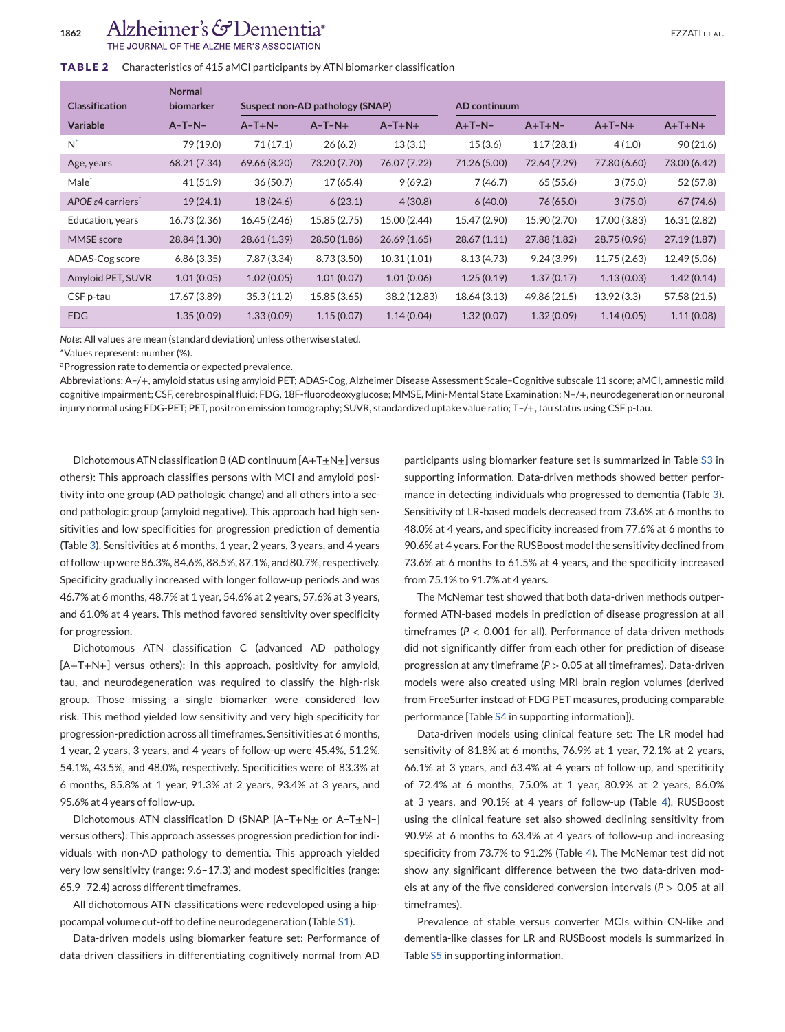**TABLE 2** Characteristics of 415 aMCI participants by ATN biomarker classification

| Classification | Normal biomarker | Suspect non-AD pathology (SNAP) | | | AD continuum | | | |
|---|---|---|---|---|---|---|---|---|
| Variable | A−T−N− | A−T+N− | A−T−N+ | A−T+N+ | A+T−N− | A+T+N− | A+T−N+ | A+T+N+ |
| N* | 79 (19.0) | 71 (17.1) | 26 (6.2) | 13 (3.1) | 15 (3.6) | 117 (28.1) | 4 (1.0) | 90 (21.6) |
| Age, years | 68.21 (7.34) | 69.66 (8.20) | 73.20 (7.70) | 76.07 (7.22) | 71.26 (5.00) | 72.64 (7.29) | 77.80 (6.60) | 73.00 (6.42) |
| Male* | 41 (51.9) | 36 (50.7) | 17 (65.4) | 9 (69.2) | 7 (46.7) | 65 (55.6) | 3 (75.0) | 52 (57.8) |
| *APOE* ε4 carriers* | 19 (24.1) | 18 (24.6) | 6 (23.1) | 4 (30.8) | 6 (40.0) | 76 (65.0) | 3 (75.0) | 67 (74.6) |
| Education, years | 16.73 (2.36) | 16.45 (2.46) | 15.85 (2.75) | 15.00 (2.44) | 15.47 (2.90) | 15.90 (2.70) | 17.00 (3.83) | 16.31 (2.82) |
| MMSE score | 28.84 (1.30) | 28.61 (1.39) | 28.50 (1.86) | 26.69 (1.65) | 28.67 (1.11) | 27.88 (1.82) | 28.75 (0.96) | 27.19 (1.87) |
| ADAS-Cog score | 6.86 (3.35) | 7.87 (3.34) | 8.73 (3.50) | 10.31 (1.01) | 8.13 (4.73) | 9.24 (3.99) | 11.75 (2.63) | 12.49 (5.06) |
| Amyloid PET, SUVR | 1.01 (0.05) | 1.02 (0.05) | 1.01 (0.07) | 1.01 (0.06) | 1.25 (0.19) | 1.37 (0.17) | 1.13 (0.03) | 1.42 (0.14) |
| CSF p-tau | 17.67 (3.89) | 35.3 (11.2) | 15.85 (3.65) | 38.2 (12.83) | 18.64 (3.13) | 49.86 (21.5) | 13.92 (3.3) | 57.58 (21.5) |
| FDG | 1.35 (0.09) | 1.33 (0.09) | 1.15 (0.07) | 1.14 (0.04) | 1.32 (0.07) | 1.32 (0.09) | 1.14 (0.05) | 1.11 (0.08) |

*Note*: All values are mean (standard deviation) unless otherwise stated.

*Values represent: number (%).

[a]Progression rate to dementia or expected prevalence.

Abbreviations: A−/+, amyloid status using amyloid PET; ADAS-Cog, Alzheimer Disease Assessment Scale–Cognitive subscale 11 score; aMCI, amnestic mild cognitive impairment; CSF, cerebrospinal fluid; FDG, 18F-fluorodeoxyglucose; MMSE, Mini-Mental State Examination; N−/+, neurodegeneration or neuronal injury normal using FDG-PET; PET, positron emission tomography; SUVR, standardized uptake value ratio; T−/+, tau status using CSF p-tau.

Dichotomous ATN classification B (AD continuum [A+T±N±] versus others): This approach classifies persons with MCI and amyloid positivity into one group (AD pathologic change) and all others into a second pathologic group (amyloid negative). This approach had high sensitivities and low specificities for progression prediction of dementia (Table 3). Sensitivities at 6 months, 1 year, 2 years, 3 years, and 4 years of follow-up were 86.3%, 84.6%, 88.5%, 87.1%, and 80.7%, respectively. Specificity gradually increased with longer follow-up periods and was 46.7% at 6 months, 48.7% at 1 year, 54.6% at 2 years, 57.6% at 3 years, and 61.0% at 4 years. This method favored sensitivity over specificity for progression.

Dichotomous ATN classification C (advanced AD pathology [A+T+N+] versus others): In this approach, positivity for amyloid, tau, and neurodegeneration was required to classify the high-risk group. Those missing a single biomarker were considered low risk. This method yielded low sensitivity and very high specificity for progression-prediction across all timeframes. Sensitivities at 6 months, 1 year, 2 years, 3 years, and 4 years of follow-up were 45.4%, 51.2%, 54.1%, 43.5%, and 48.0%, respectively. Specificities were of 83.3% at 6 months, 85.8% at 1 year, 91.3% at 2 years, 93.4% at 3 years, and 95.6% at 4 years of follow-up.

Dichotomous ATN classification D (SNAP [A−T+N± or A−T±N−] versus others): This approach assesses progression prediction for individuals with non-AD pathology to dementia. This approach yielded very low sensitivity (range: 9.6–17.3) and modest specificities (range: 65.9–72.4) across different timeframes.

All dichotomous ATN classifications were redeveloped using a hippocampal volume cut-off to define neurodegeneration (Table S1).

Data-driven models using biomarker feature set: Performance of data-driven classifiers in differentiating cognitively normal from AD participants using biomarker feature set is summarized in Table S3 in supporting information. Data-driven methods showed better performance in detecting individuals who progressed to dementia (Table 3). Sensitivity of LR-based models decreased from 73.6% at 6 months to 48.0% at 4 years, and specificity increased from 77.6% at 6 months to 90.6% at 4 years. For the RUSBoost model the sensitivity declined from 73.6% at 6 months to 61.5% at 4 years, and the specificity increased from 75.1% to 91.7% at 4 years.

The McNemar test showed that both data-driven methods outperformed ATN-based models in prediction of disease progression at all timeframes ($P < 0.001$ for all). Performance of data-driven methods did not significantly differ from each other for prediction of disease progression at any timeframe ($P > 0.05$ at all timeframes). Data-driven models were also created using MRI brain region volumes (derived from FreeSurfer instead of FDG PET measures, producing comparable performance [Table S4 in supporting information]).

Data-driven models using clinical feature set: The LR model had sensitivity of 81.8% at 6 months, 76.9% at 1 year, 72.1% at 2 years, 66.1% at 3 years, and 63.4% at 4 years of follow-up, and specificity of 72.4% at 6 months, 75.0% at 1 year, 80.9% at 2 years, 86.0% at 3 years, and 90.1% at 4 years of follow-up (Table 4). RUSBoost using the clinical feature set also showed declining sensitivity from 90.9% at 6 months to 63.4% at 4 years of follow-up and increasing specificity from 73.7% to 91.2% (Table 4). The McNemar test did not show any significant difference between the two data-driven models at any of the five considered conversion intervals ($P > 0.05$ at all timeframes).

Prevalence of stable versus converter MCIs within CN-like and dementia-like classes for LR and RUSBoost models is summarized in Table S5 in supporting information.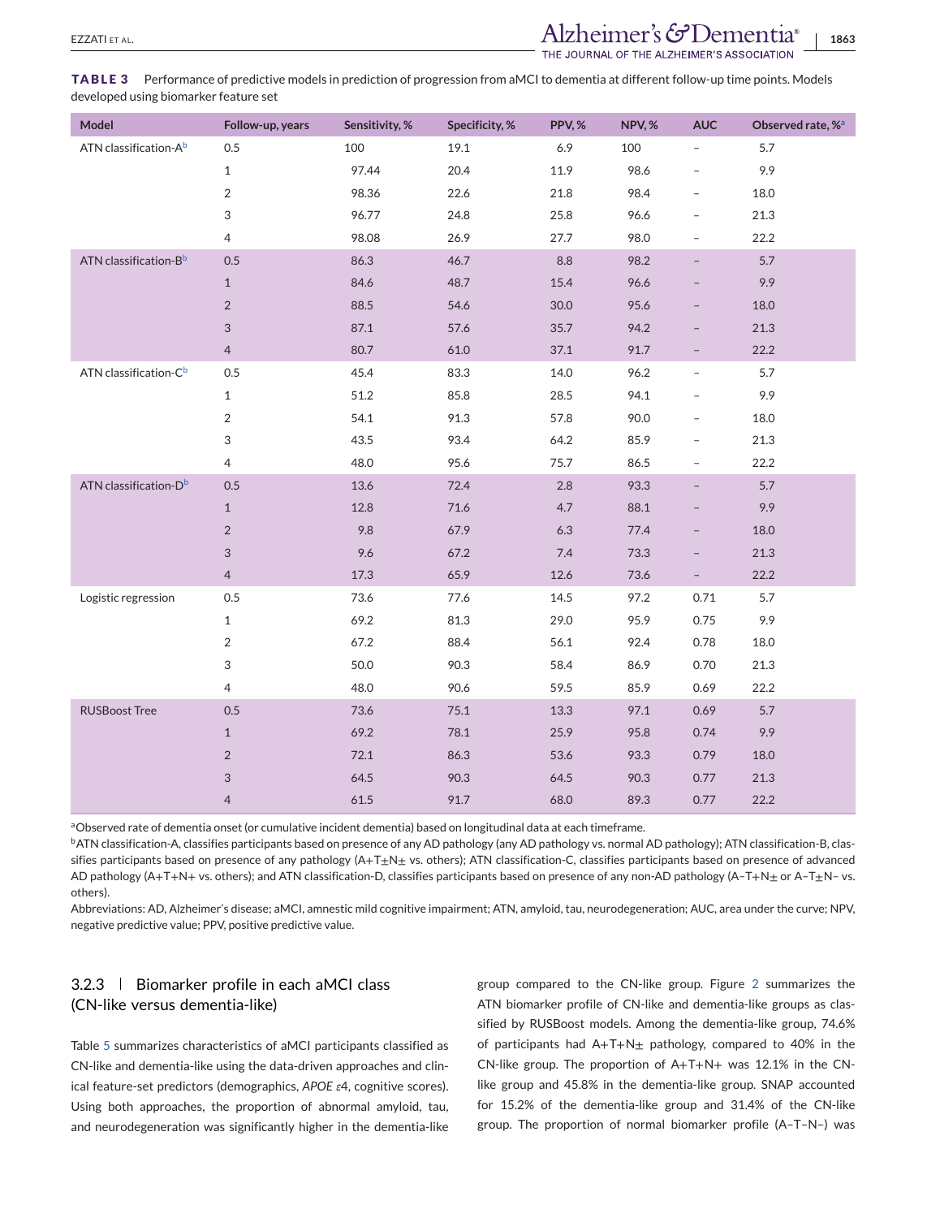**TABLE 3** Performance of predictive models in prediction of progression from aMCI to dementia at different follow-up time points. Models developed using biomarker feature set

| Model | Follow-up, years | Sensitivity, % | Specificity, % | PPV, % | NPV, % | AUC | Observed rate, %[a] |
|---|---|---|---|---|---|---|---|
| ATN classification-A[b] | 0.5 | 100 | 19.1 | 6.9 | 100 | – | 5.7 |
| | 1 | 97.44 | 20.4 | 11.9 | 98.6 | – | 9.9 |
| | 2 | 98.36 | 22.6 | 21.8 | 98.4 | – | 18.0 |
| | 3 | 96.77 | 24.8 | 25.8 | 96.6 | – | 21.3 |
| | 4 | 98.08 | 26.9 | 27.7 | 98.0 | – | 22.2 |
| ATN classification-B[b] | 0.5 | 86.3 | 46.7 | 8.8 | 98.2 | – | 5.7 |
| | 1 | 84.6 | 48.7 | 15.4 | 96.6 | – | 9.9 |
| | 2 | 88.5 | 54.6 | 30.0 | 95.6 | – | 18.0 |
| | 3 | 87.1 | 57.6 | 35.7 | 94.2 | – | 21.3 |
| | 4 | 80.7 | 61.0 | 37.1 | 91.7 | – | 22.2 |
| ATN classification-C[b] | 0.5 | 45.4 | 83.3 | 14.0 | 96.2 | – | 5.7 |
| | 1 | 51.2 | 85.8 | 28.5 | 94.1 | – | 9.9 |
| | 2 | 54.1 | 91.3 | 57.8 | 90.0 | – | 18.0 |
| | 3 | 43.5 | 93.4 | 64.2 | 85.9 | – | 21.3 |
| | 4 | 48.0 | 95.6 | 75.7 | 86.5 | – | 22.2 |
| ATN classification-D[b] | 0.5 | 13.6 | 72.4 | 2.8 | 93.3 | – | 5.7 |
| | 1 | 12.8 | 71.6 | 4.7 | 88.1 | – | 9.9 |
| | 2 | 9.8 | 67.9 | 6.3 | 77.4 | – | 18.0 |
| | 3 | 9.6 | 67.2 | 7.4 | 73.3 | – | 21.3 |
| | 4 | 17.3 | 65.9 | 12.6 | 73.6 | – | 22.2 |
| Logistic regression | 0.5 | 73.6 | 77.6 | 14.5 | 97.2 | 0.71 | 5.7 |
| | 1 | 69.2 | 81.3 | 29.0 | 95.9 | 0.75 | 9.9 |
| | 2 | 67.2 | 88.4 | 56.1 | 92.4 | 0.78 | 18.0 |
| | 3 | 50.0 | 90.3 | 58.4 | 86.9 | 0.70 | 21.3 |
| | 4 | 48.0 | 90.6 | 59.5 | 85.9 | 0.69 | 22.2 |
| RUSBoost Tree | 0.5 | 73.6 | 75.1 | 13.3 | 97.1 | 0.69 | 5.7 |
| | 1 | 69.2 | 78.1 | 25.9 | 95.8 | 0.74 | 9.9 |
| | 2 | 72.1 | 86.3 | 53.6 | 93.3 | 0.79 | 18.0 |
| | 3 | 64.5 | 90.3 | 64.5 | 90.3 | 0.77 | 21.3 |
| | 4 | 61.5 | 91.7 | 68.0 | 89.3 | 0.77 | 22.2 |

[a]Observed rate of dementia onset (or cumulative incident dementia) based on longitudinal data at each timeframe.

[b]ATN classification-A, classifies participants based on presence of any AD pathology (any AD pathology vs. normal AD pathology); ATN classification-B, classifies participants based on presence of any pathology (A+T±N± vs. others); ATN classification-C, classifies participants based on presence of advanced AD pathology (A+T+N+ vs. others); and ATN classification-D, classifies participants based on presence of any non-AD pathology (A–T+N± or A–T±N– vs. others).

Abbreviations: AD, Alzheimer's disease; aMCI, amnestic mild cognitive impairment; ATN, amyloid, tau, neurodegeneration; AUC, area under the curve; NPV, negative predictive value; PPV, positive predictive value.

### 3.2.3 | Biomarker profile in each aMCI class (CN-like versus dementia-like)

Table 5 summarizes characteristics of aMCI participants classified as CN-like and dementia-like using the data-driven approaches and clinical feature-set predictors (demographics, *APOE ε*4, cognitive scores). Using both approaches, the proportion of abnormal amyloid, tau, and neurodegeneration was significantly higher in the dementia-like group compared to the CN-like group. Figure 2 summarizes the ATN biomarker profile of CN-like and dementia-like groups as classified by RUSBoost models. Among the dementia-like group, 74.6% of participants had A+T+N± pathology, compared to 40% in the CN-like group. The proportion of A+T+N+ was 12.1% in the CN-like group and 45.8% in the dementia-like group. SNAP accounted for 15.2% of the dementia-like group and 31.4% of the CN-like group. The proportion of normal biomarker profile (A–T–N–) was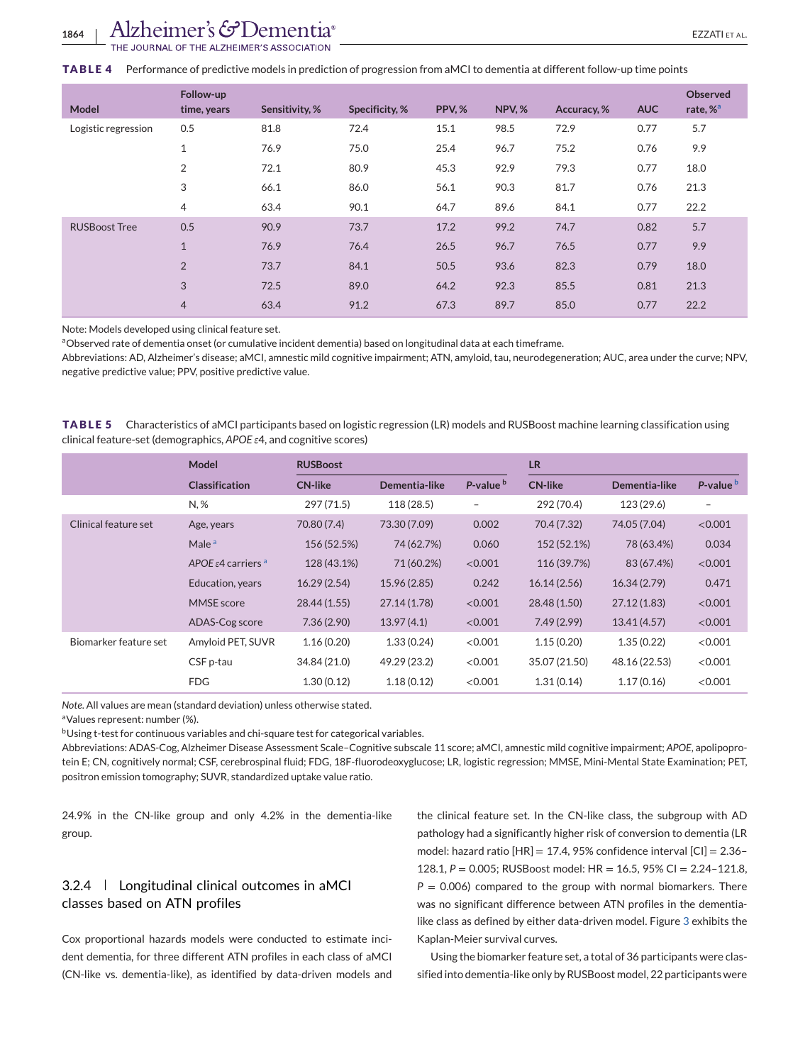**TABLE 4** Performance of predictive models in prediction of progression from aMCI to dementia at different follow-up time points

| Model | Follow-up time, years | Sensitivity, % | Specificity, % | PPV, % | NPV, % | Accuracy, % | AUC | Observed rate, %[a] |
|---|---|---|---|---|---|---|---|---|
| Logistic regression | 0.5 | 81.8 | 72.4 | 15.1 | 98.5 | 72.9 | 0.77 | 5.7 |
| | 1 | 76.9 | 75.0 | 25.4 | 96.7 | 75.2 | 0.76 | 9.9 |
| | 2 | 72.1 | 80.9 | 45.3 | 92.9 | 79.3 | 0.77 | 18.0 |
| | 3 | 66.1 | 86.0 | 56.1 | 90.3 | 81.7 | 0.76 | 21.3 |
| | 4 | 63.4 | 90.1 | 64.7 | 89.6 | 84.1 | 0.77 | 22.2 |
| RUSBoost Tree | 0.5 | 90.9 | 73.7 | 17.2 | 99.2 | 74.7 | 0.82 | 5.7 |
| | 1 | 76.9 | 76.4 | 26.5 | 96.7 | 76.5 | 0.77 | 9.9 |
| | 2 | 73.7 | 84.1 | 50.5 | 93.6 | 82.3 | 0.79 | 18.0 |
| | 3 | 72.5 | 89.0 | 64.2 | 92.3 | 85.5 | 0.81 | 21.3 |
| | 4 | 63.4 | 91.2 | 67.3 | 89.7 | 85.0 | 0.77 | 22.2 |

Note: Models developed using clinical feature set.

[a]Observed rate of dementia onset (or cumulative incident dementia) based on longitudinal data at each timeframe.

Abbreviations: AD, Alzheimer's disease; aMCI, amnestic mild cognitive impairment; ATN, amyloid, tau, neurodegeneration; AUC, area under the curve; NPV, negative predictive value; PPV, positive predictive value.

**TABLE 5** Characteristics of aMCI participants based on logistic regression (LR) models and RUSBoost machine learning classification using clinical feature-set (demographics, *APOE* ε4, and cognitive scores)

| | Model | RUSBoost | | | LR | | |
|---|---|---|---|---|---|---|---|
| | Classification | CN-like | Dementia-like | P-value[b] | CN-like | Dementia-like | P-value[b] |
| | N, % | 297 (71.5) | 118 (28.5) | – | 292 (70.4) | 123 (29.6) | – |
| Clinical feature set | Age, years | 70.80 (7.4) | 73.30 (7.09) | 0.002 | 70.4 (7.32) | 74.05 (7.04) | <0.001 |
| | Male[a] | 156 (52.5%) | 74 (62.7%) | 0.060 | 152 (52.1%) | 78 (63.4%) | 0.034 |
| | *APOE* ε4 carriers[a] | 128 (43.1%) | 71 (60.2%) | <0.001 | 116 (39.7%) | 83 (67.4%) | <0.001 |
| | Education, years | 16.29 (2.54) | 15.96 (2.85) | 0.242 | 16.14 (2.56) | 16.34 (2.79) | 0.471 |
| | MMSE score | 28.44 (1.55) | 27.14 (1.78) | <0.001 | 28.48 (1.50) | 27.12 (1.83) | <0.001 |
| | ADAS-Cog score | 7.36 (2.90) | 13.97 (4.1) | <0.001 | 7.49 (2.99) | 13.41 (4.57) | <0.001 |
| Biomarker feature set | Amyloid PET, SUVR | 1.16 (0.20) | 1.33 (0.24) | <0.001 | 1.15 (0.20) | 1.35 (0.22) | <0.001 |
| | CSF p-tau | 34.84 (21.0) | 49.29 (23.2) | <0.001 | 35.07 (21.50) | 48.16 (22.53) | <0.001 |
| | FDG | 1.30 (0.12) | 1.18 (0.12) | <0.001 | 1.31 (0.14) | 1.17 (0.16) | <0.001 |

*Note.* All values are mean (standard deviation) unless otherwise stated.

[a]Values represent: number (%).

[b]Using t-test for continuous variables and chi-square test for categorical variables.

Abbreviations: ADAS-Cog, Alzheimer Disease Assessment Scale–Cognitive subscale 11 score; aMCI, amnestic mild cognitive impairment; *APOE*, apolipoprotein E; CN, cognitively normal; CSF, cerebrospinal fluid; FDG, 18F-fluorodeoxyglucose; LR, logistic regression; MMSE, Mini-Mental State Examination; PET, positron emission tomography; SUVR, standardized uptake value ratio.

24.9% in the CN-like group and only 4.2% in the dementia-like group.

### 3.2.4 | Longitudinal clinical outcomes in aMCI classes based on ATN profiles

Cox proportional hazards models were conducted to estimate incident dementia, for three different ATN profiles in each class of aMCI (CN-like vs. dementia-like), as identified by data-driven models and the clinical feature set. In the CN-like class, the subgroup with AD pathology had a significantly higher risk of conversion to dementia (LR model: hazard ratio [HR] = 17.4, 95% confidence interval [CI] = 2.36–128.1, $P = 0.005$; RUSBoost model: HR = 16.5, 95% CI = 2.24–121.8, $P = 0.006$) compared to the group with normal biomarkers. There was no significant difference between ATN profiles in the dementia-like class as defined by either data-driven model. Figure 3 exhibits the Kaplan-Meier survival curves.

Using the biomarker feature set, a total of 36 participants were classified into dementia-like only by RUSBoost model, 22 participants were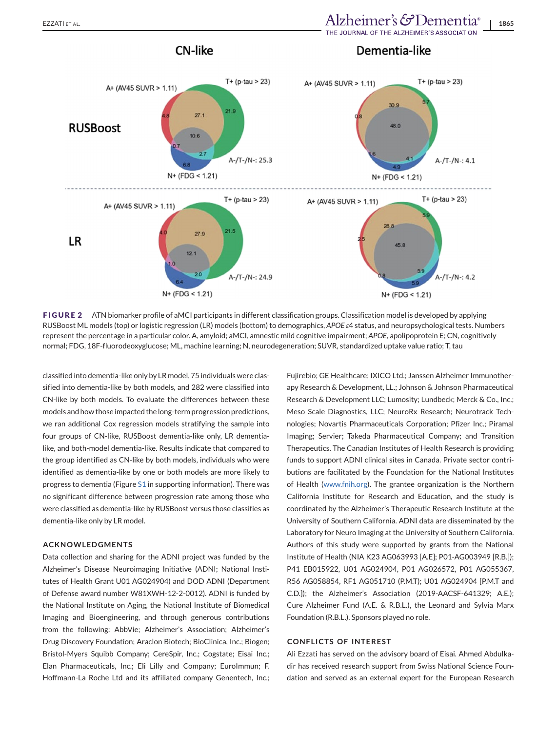FIGURE 2 ATN biomarker profile of aMCI participants in different classification groups. Classification model is developed by applying RUSBoost ML models (top) or logistic regression (LR) models (bottom) to demographics, *APOE* ε4 status, and neuropsychological tests. Numbers represent the percentage in a particular color. A, amyloid; aMCI, amnestic mild cognitive impairment; *APOE*, apolipoprotein E; CN, cognitively normal; FDG, 18F-fluorodeoxyglucose; ML, machine learning; N, neurodegeneration; SUVR, standardized uptake value ratio; T, tau

classified into dementia-like only by LR model, 75 individuals were classified into dementia-like by both models, and 282 were classified into CN-like by both models. To evaluate the differences between these models and how those impacted the long-term progression predictions, we ran additional Cox regression models stratifying the sample into four groups of CN-like, RUSBoost dementia-like only, LR dementia-like, and both-model dementia-like. Results indicate that compared to the group identified as CN-like by both models, individuals who were identified as dementia-like by one or both models are more likely to progress to dementia (Figure S1 in supporting information). There was no significant difference between progression rate among those who were classified as dementia-like by RUSBoost versus those classifies as dementia-like only by LR model.

## ACKNOWLEDGMENTS

Data collection and sharing for the ADNI project was funded by the Alzheimer's Disease Neuroimaging Initiative (ADNI; National Institutes of Health Grant U01 AG024904) and DOD ADNI (Department of Defense award number W81XWH-12-2-0012). ADNI is funded by the National Institute on Aging, the National Institute of Biomedical Imaging and Bioengineering, and through generous contributions from the following: AbbVie; Alzheimer's Association; Alzheimer's Drug Discovery Foundation; Araclon Biotech; BioClinica, Inc.; Biogen; Bristol-Myers Squibb Company; CereSpir, Inc.; Cogstate; Eisai Inc.; Elan Pharmaceuticals, Inc.; Eli Lilly and Company; EuroImmun; F. Hoffmann-La Roche Ltd and its affiliated company Genentech, Inc.; Fujirebio; GE Healthcare; IXICO Ltd.; Janssen Alzheimer Immunotherapy Research & Development, LL.; Johnson & Johnson Pharmaceutical Research & Development LLC; Lumosity; Lundbeck; Merck & Co., Inc.; Meso Scale Diagnostics, LLC; NeuroRx Research; Neurotrack Technologies; Novartis Pharmaceuticals Corporation; Pfizer Inc.; Piramal Imaging; Servier; Takeda Pharmaceutical Company; and Transition Therapeutics. The Canadian Institutes of Health Research is providing funds to support ADNI clinical sites in Canada. Private sector contributions are facilitated by the Foundation for the National Institutes of Health (www.fnih.org). The grantee organization is the Northern California Institute for Research and Education, and the study is coordinated by the Alzheimer's Therapeutic Research Institute at the University of Southern California. ADNI data are disseminated by the Laboratory for Neuro Imaging at the University of Southern California. Authors of this study were supported by grants from the National Institute of Health (NIA K23 AG063993 [A.E]; P01-AG003949 [R.B.]); P41 EB015922, U01 AG024904, P01 AG026572, P01 AG055367, R56 AG058854, RF1 AG051710 (P.M.T); U01 AG024904 [P.M.T and C.D.]); the Alzheimer's Association (2019-AACSF-641329; A.E.); Cure Alzheimer Fund (A.E. & R.B.L.), the Leonard and Sylvia Marx Foundation (R.B.L.). Sponsors played no role.

## CONFLICTS OF INTEREST

Ali Ezzati has served on the advisory board of Eisai. Ahmed Abdulkadir has received research support from Swiss National Science Foundation and served as an external expert for the European Research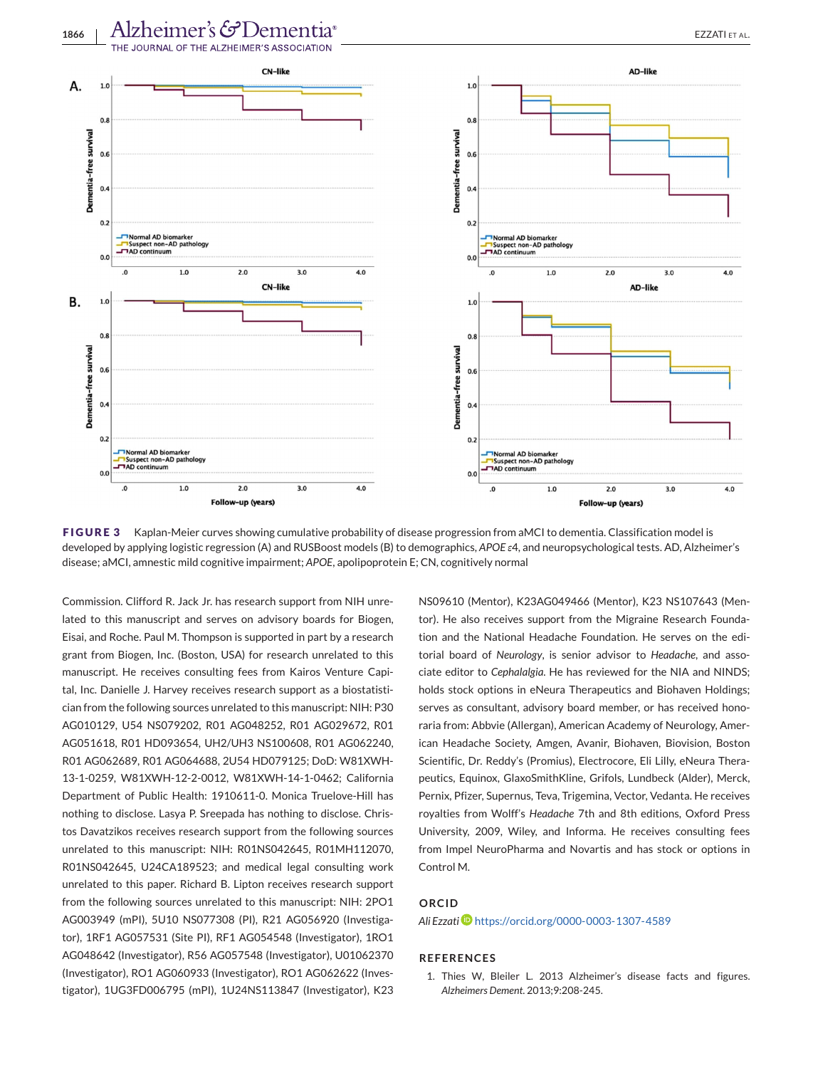**FIGURE 3** Kaplan-Meier curves showing cumulative probability of disease progression from aMCI to dementia. Classification model is developed by applying logistic regression (A) and RUSBoost models (B) to demographics, *APOE* ε4, and neuropsychological tests. AD, Alzheimer's disease; aMCI, amnestic mild cognitive impairment; *APOE*, apolipoprotein E; CN, cognitively normal

Commission. Clifford R. Jack Jr. has research support from NIH unrelated to this manuscript and serves on advisory boards for Biogen, Eisai, and Roche. Paul M. Thompson is supported in part by a research grant from Biogen, Inc. (Boston, USA) for research unrelated to this manuscript. He receives consulting fees from Kairos Venture Capital, Inc. Danielle J. Harvey receives research support as a biostatistician from the following sources unrelated to this manuscript: NIH: P30 AG010129, U54 NS079202, R01 AG048252, R01 AG029672, R01 AG051618, R01 HD093654, UH2/UH3 NS100608, R01 AG062240, R01 AG062689, R01 AG064688, 2U54 HD079125; DoD: W81XWH-13-1-0259, W81XWH-12-2-0012, W81XWH-14-1-0462; California Department of Public Health: 1910611-0. Monica Truelove-Hill has nothing to disclose. Lasya P. Sreepada has nothing to disclose. Christos Davatzikos receives research support from the following sources unrelated to this manuscript: NIH: R01NS042645, R01MH112070, R01NS042645, U24CA189523; and medical legal consulting work unrelated to this paper. Richard B. Lipton receives research support from the following sources unrelated to this manuscript: NIH: 2PO1 AG003949 (mPI), 5U10 NS077308 (PI), R21 AG056920 (Investigator), 1RF1 AG057531 (Site PI), RF1 AG054548 (Investigator), 1RO1 AG048642 (Investigator), R56 AG057548 (Investigator), U01062370 (Investigator), RO1 AG060933 (Investigator), RO1 AG062622 (Investigator), 1UG3FD006795 (mPI), 1U24NS113847 (Investigator), K23 NS09610 (Mentor), K23AG049466 (Mentor), K23 NS107643 (Mentor). He also receives support from the Migraine Research Foundation and the National Headache Foundation. He serves on the editorial board of *Neurology*, is senior advisor to *Headache*, and associate editor to *Cephalalgia*. He has reviewed for the NIA and NINDS; holds stock options in eNeura Therapeutics and Biohaven Holdings; serves as consultant, advisory board member, or has received honoraria from: Abbvie (Allergan), American Academy of Neurology, American Headache Society, Amgen, Avanir, Biohaven, Biovision, Boston Scientific, Dr. Reddy's (Promius), Electrocore, Eli Lilly, eNeura Therapeutics, Equinox, GlaxoSmithKline, Grifols, Lundbeck (Alder), Merck, Pernix, Pfizer, Supernus, Teva, Trigemina, Vector, Vedanta. He receives royalties from Wolff's *Headache* 7th and 8th editions, Oxford Press University, 2009, Wiley, and Informa. He receives consulting fees from Impel NeuroPharma and Novartis and has stock or options in Control M.

## ORCID

*Ali Ezzati* https://orcid.org/0000-0003-1307-4589

## REFERENCES

1. Thies W, Bleiler L. 2013 Alzheimer's disease facts and figures. *Alzheimers Dement*. 2013;9:208-245.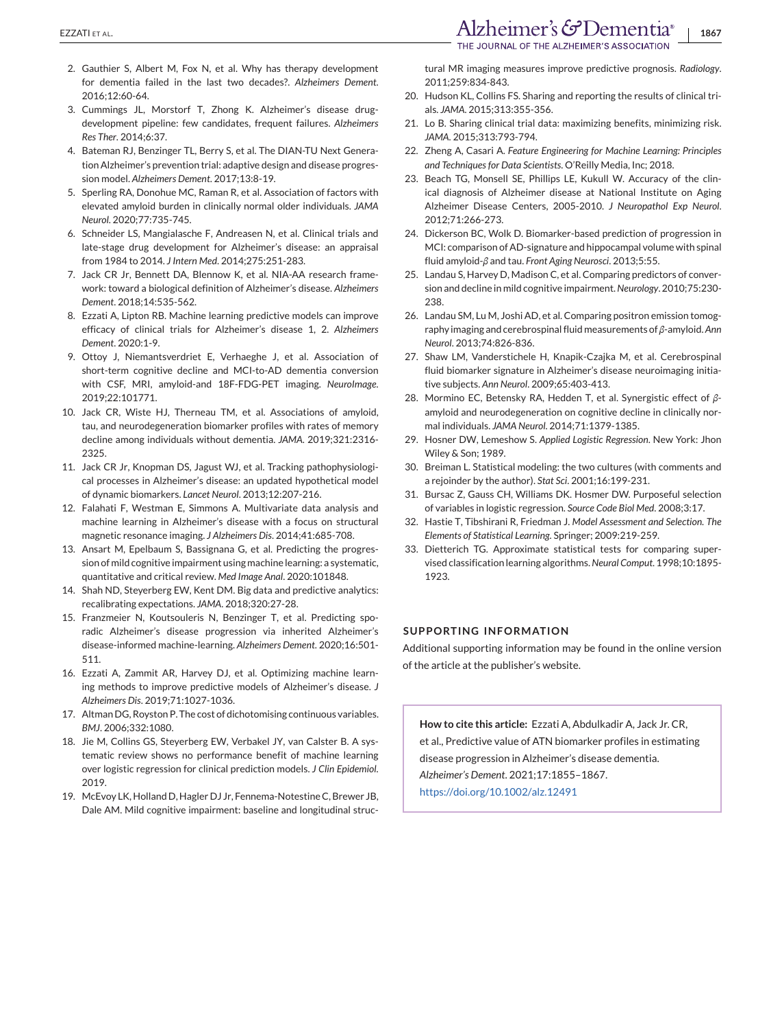2. Gauthier S, Albert M, Fox N, et al. Why has therapy development for dementia failed in the last two decades?. *Alzheimers Dement*. 2016;12:60-64.
3. Cummings JL, Morstorf T, Zhong K. Alzheimer's disease drug-development pipeline: few candidates, frequent failures. *Alzheimers Res Ther*. 2014;6:37.
4. Bateman RJ, Benzinger TL, Berry S, et al. The DIAN-TU Next Generation Alzheimer's prevention trial: adaptive design and disease progression model. *Alzheimers Dement*. 2017;13:8-19.
5. Sperling RA, Donohue MC, Raman R, et al. Association of factors with elevated amyloid burden in clinically normal older individuals. *JAMA Neurol*. 2020;77:735-745.
6. Schneider LS, Mangialasche F, Andreasen N, et al. Clinical trials and late-stage drug development for Alzheimer's disease: an appraisal from 1984 to 2014. *J Intern Med*. 2014;275:251-283.
7. Jack CR Jr, Bennett DA, Blennow K, et al. NIA-AA research framework: toward a biological definition of Alzheimer's disease. *Alzheimers Dement*. 2018;14:535-562.
8. Ezzati A, Lipton RB. Machine learning predictive models can improve efficacy of clinical trials for Alzheimer's disease 1, 2. *Alzheimers Dement*. 2020:1-9.
9. Ottoy J, Niemantsverdriet E, Verhaeghe J, et al. Association of short-term cognitive decline and MCI-to-AD dementia conversion with CSF, MRI, amyloid-and 18F-FDG-PET imaging. *NeuroImage*. 2019;22:101771.
10. Jack CR, Wiste HJ, Therneau TM, et al. Associations of amyloid, tau, and neurodegeneration biomarker profiles with rates of memory decline among individuals without dementia. *JAMA*. 2019;321:2316-2325.
11. Jack CR Jr, Knopman DS, Jagust WJ, et al. Tracking pathophysiological processes in Alzheimer's disease: an updated hypothetical model of dynamic biomarkers. *Lancet Neurol*. 2013;12:207-216.
12. Falahati F, Westman E, Simmons A. Multivariate data analysis and machine learning in Alzheimer's disease with a focus on structural magnetic resonance imaging. *J Alzheimers Dis*. 2014;41:685-708.
13. Ansart M, Epelbaum S, Bassignana G, et al. Predicting the progression of mild cognitive impairment using machine learning: a systematic, quantitative and critical review. *Med Image Anal*. 2020:101848.
14. Shah ND, Steyerberg EW, Kent DM. Big data and predictive analytics: recalibrating expectations. *JAMA*. 2018;320:27-28.
15. Franzmeier N, Koutsouleris N, Benzinger T, et al. Predicting sporadic Alzheimer's disease progression via inherited Alzheimer's disease-informed machine-learning. *Alzheimers Dement*. 2020;16:501-511.
16. Ezzati A, Zammit AR, Harvey DJ, et al. Optimizing machine learning methods to improve predictive models of Alzheimer's disease. *J Alzheimers Dis*. 2019;71:1027-1036.
17. Altman DG, Royston P. The cost of dichotomising continuous variables. *BMJ*. 2006;332:1080.
18. Jie M, Collins GS, Steyerberg EW, Verbakel JY, van Calster B. A systematic review shows no performance benefit of machine learning over logistic regression for clinical prediction models. *J Clin Epidemiol*. 2019.
19. McEvoy LK, Holland D, Hagler DJ Jr, Fennema-Notestine C, Brewer JB, Dale AM. Mild cognitive impairment: baseline and longitudinal structural MR imaging measures improve predictive prognosis. *Radiology*. 2011;259:834-843.
20. Hudson KL, Collins FS. Sharing and reporting the results of clinical trials. *JAMA*. 2015;313:355-356.
21. Lo B. Sharing clinical trial data: maximizing benefits, minimizing risk. *JAMA*. 2015;313:793-794.
22. Zheng A, Casari A. *Feature Engineering for Machine Learning: Principles and Techniques for Data Scientists*. O'Reilly Media, Inc; 2018.
23. Beach TG, Monsell SE, Phillips LE, Kukull W. Accuracy of the clinical diagnosis of Alzheimer disease at National Institute on Aging Alzheimer Disease Centers, 2005-2010. *J Neuropathol Exp Neurol*. 2012;71:266-273.
24. Dickerson BC, Wolk D. Biomarker-based prediction of progression in MCI: comparison of AD-signature and hippocampal volume with spinal fluid amyloid-$\beta$ and tau. *Front Aging Neurosci*. 2013;5:55.
25. Landau S, Harvey D, Madison C, et al. Comparing predictors of conversion and decline in mild cognitive impairment. *Neurology*. 2010;75:230-238.
26. Landau SM, Lu M, Joshi AD, et al. Comparing positron emission tomography imaging and cerebrospinal fluid measurements of $\beta$-amyloid. *Ann Neurol*. 2013;74:826-836.
27. Shaw LM, Vanderstichele H, Knapik-Czajka M, et al. Cerebrospinal fluid biomarker signature in Alzheimer's disease neuroimaging initiative subjects. *Ann Neurol*. 2009;65:403-413.
28. Mormino EC, Betensky RA, Hedden T, et al. Synergistic effect of $\beta$-amyloid and neurodegeneration on cognitive decline in clinically normal individuals. *JAMA Neurol*. 2014;71:1379-1385.
29. Hosner DW, Lemeshow S. *Applied Logistic Regression*. New York: Jhon Wiley & Son; 1989.
30. Breiman L. Statistical modeling: the two cultures (with comments and a rejoinder by the author). *Stat Sci*. 2001;16:199-231.
31. Bursac Z, Gauss CH, Williams DK. Hosmer DW. Purposeful selection of variables in logistic regression. *Source Code Biol Med*. 2008;3:17.
32. Hastie T, Tibshirani R, Friedman J. *Model Assessment and Selection. The Elements of Statistical Learning*. Springer; 2009:219-259.
33. Dietterich TG. Approximate statistical tests for comparing supervised classification learning algorithms. *Neural Comput*. 1998;10:1895-1923.

## SUPPORTING INFORMATION

Additional supporting information may be found in the online version of the article at the publisher's website.

**How to cite this article:** Ezzati A, Abdulkadir A, Jack Jr. CR, et al., Predictive value of ATN biomarker profiles in estimating disease progression in Alzheimer's disease dementia. *Alzheimer's Dement*. 2021;17:1855–1867. https://doi.org/10.1002/alz.12491